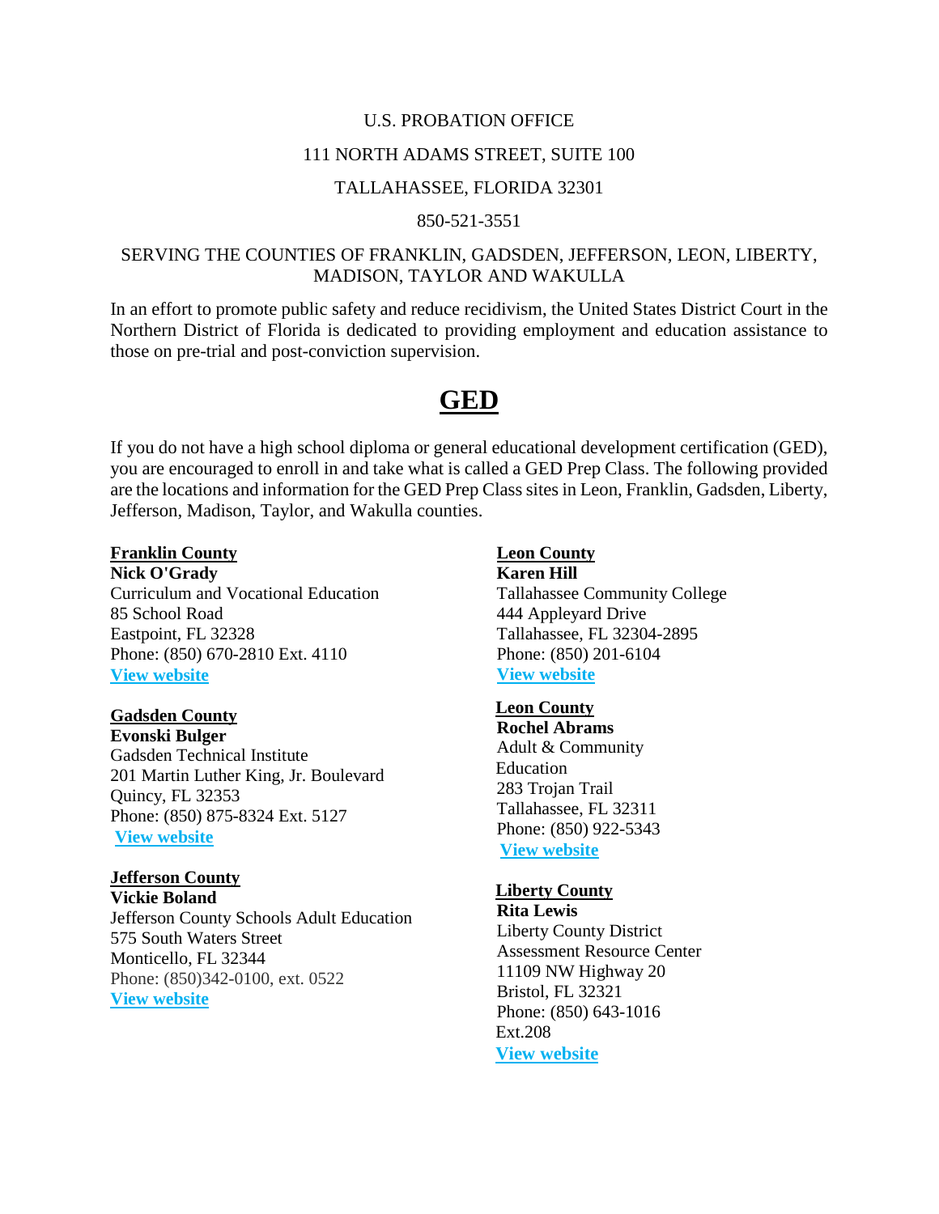U.S. PROBATION OFFICE

111 NORTH ADAMS STREET, SUITE 100

TALLAHASSEE, FLORIDA 32301

850-521-3551

SERVING THE COUNTIES OF FRANKLIN, GADSDEN, JEFFERSON, LEON, LIBERTY, MADISON, TAYLOR AND WAKULLA

In an effort to promote public safety and reduce recidivism, the United States District Court in the Northern District of Florida is dedicated to providing employment and education assistance to those on pre-trial and post-conviction supervision.

# GED

If you do not have a high school diploma or general educational development certification (GED), you are encouraged to enroll in and take what is called a GED Prep Class. The following provided are the locations and information for the GED Prep Class sites in Leon, Franklin, Gadsden, Liberty, Jefferson, Madison, Taylor, and Wakulla counties.

**Franklin County**
**Nick O'Grady**
Curriculum and Vocational Education
85 School Road
Eastpoint, FL 32328
Phone: (850) 670-2810 Ext. 4110
**View website**

**Gadsden County**
**Evonski Bulger**
Gadsden Technical Institute
201 Martin Luther King, Jr. Boulevard
Quincy, FL 32353
Phone: (850) 875-8324 Ext. 5127
**View website**

**Jefferson County**
**Vickie Boland**
Jefferson County Schools Adult Education
575 South Waters Street
Monticello, FL 32344
Phone: (850)342-0100, ext. 0522
**View website**

**Leon County**
**Karen Hill**
Tallahassee Community College
444 Appleyard Drive
Tallahassee, FL 32304-2895
Phone: (850) 201-6104
**View website**

**Leon County**
**Rochel Abrams**
Adult & Community Education
283 Trojan Trail
Tallahassee, FL 32311
Phone: (850) 922-5343
**View website**

**Liberty County**
**Rita Lewis**
Liberty County District Assessment Resource Center
11109 NW Highway 20
Bristol, FL 32321
Phone: (850) 643-1016 Ext.208
**View website**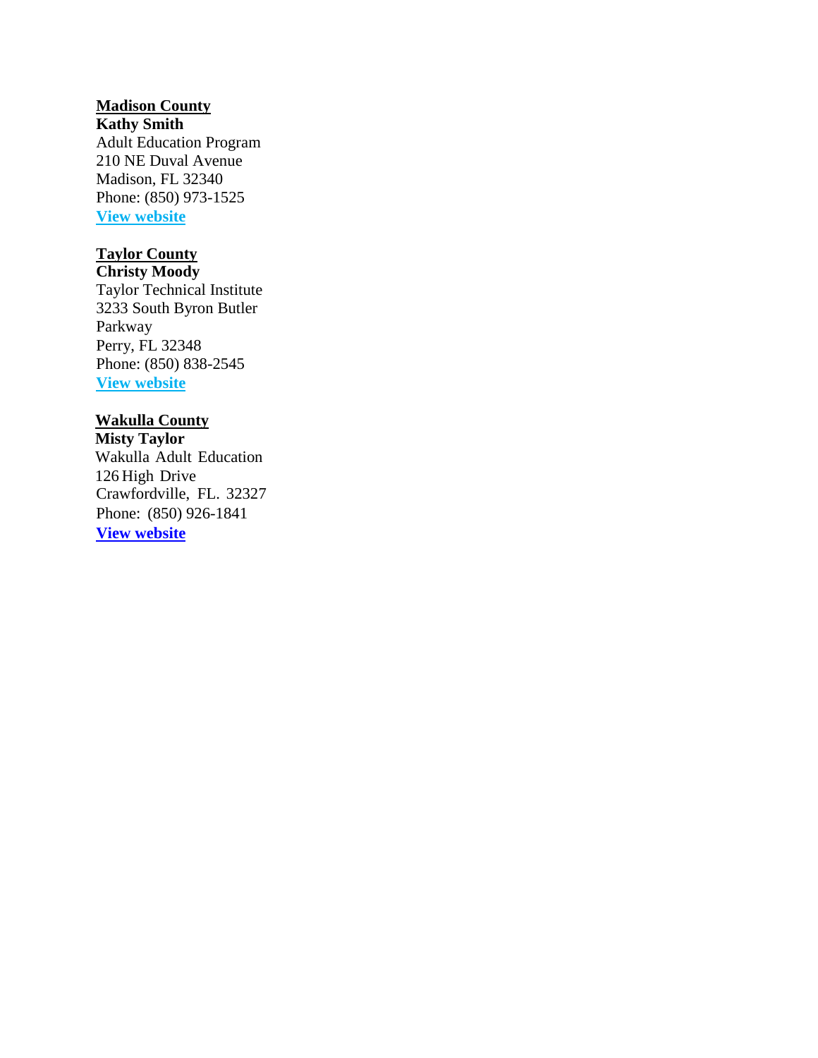**Madison County**
**Kathy Smith**
Adult Education Program
210 NE Duval Avenue
Madison, FL 32340
Phone: (850) 973-1525
**View website**

**Taylor County**
**Christy Moody**
Taylor Technical Institute
3233 South Byron Butler Parkway
Perry, FL 32348
Phone: (850) 838-2545
**View website**

**Wakulla County**
**Misty Taylor**
Wakulla Adult Education
126 High Drive
Crawfordville, FL. 32327
Phone: (850) 926-1841
**View website**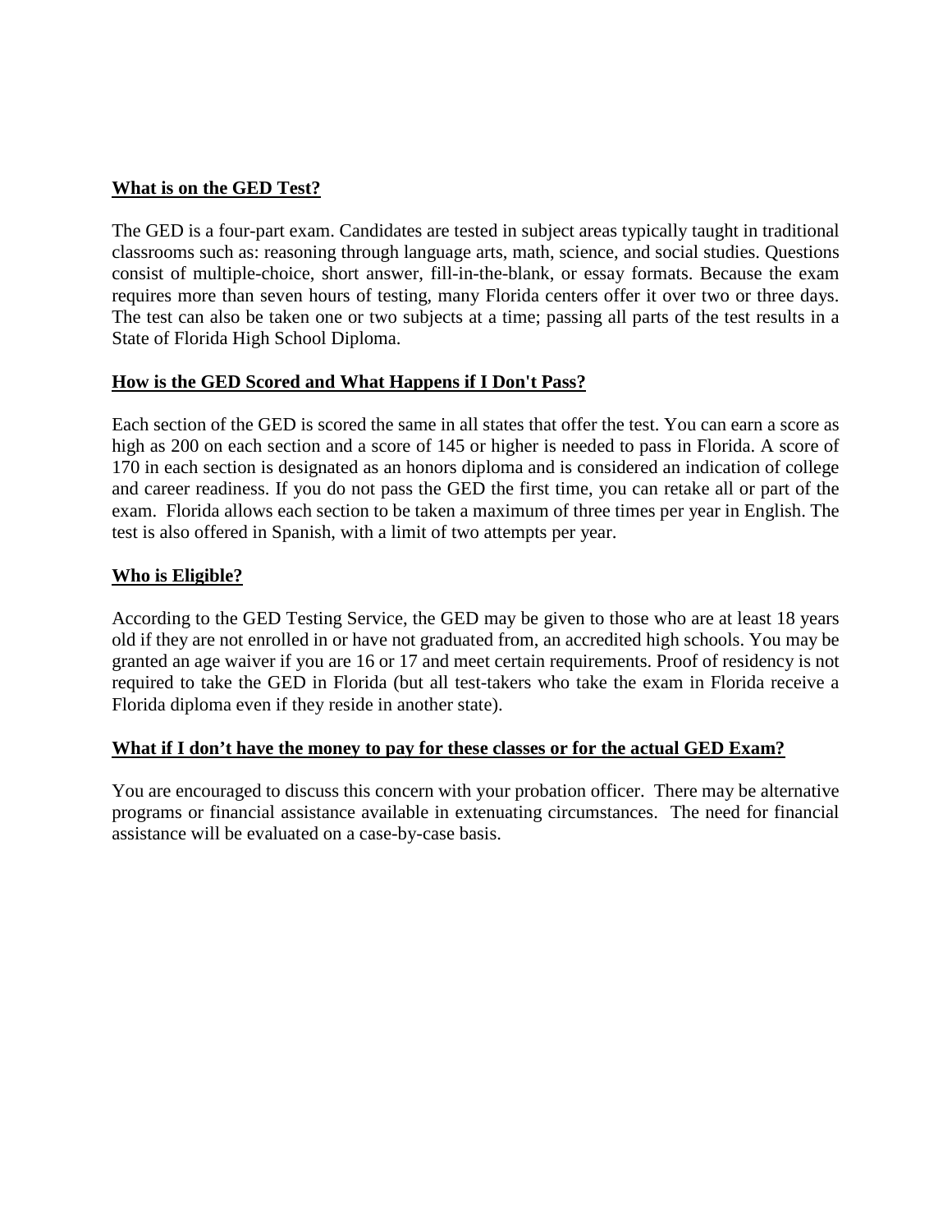**What is on the GED Test?**

The GED is a four-part exam. Candidates are tested in subject areas typically taught in traditional classrooms such as: reasoning through language arts, math, science, and social studies. Questions consist of multiple-choice, short answer, fill-in-the-blank, or essay formats. Because the exam requires more than seven hours of testing, many Florida centers offer it over two or three days. The test can also be taken one or two subjects at a time; passing all parts of the test results in a State of Florida High School Diploma.

**How is the GED Scored and What Happens if I Don't Pass?**

Each section of the GED is scored the same in all states that offer the test. You can earn a score as high as 200 on each section and a score of 145 or higher is needed to pass in Florida. A score of 170 in each section is designated as an honors diploma and is considered an indication of college and career readiness. If you do not pass the GED the first time, you can retake all or part of the exam. Florida allows each section to be taken a maximum of three times per year in English. The test is also offered in Spanish, with a limit of two attempts per year.

**Who is Eligible?**

According to the GED Testing Service, the GED may be given to those who are at least 18 years old if they are not enrolled in or have not graduated from, an accredited high schools. You may be granted an age waiver if you are 16 or 17 and meet certain requirements. Proof of residency is not required to take the GED in Florida (but all test-takers who take the exam in Florida receive a Florida diploma even if they reside in another state).

**What if I don't have the money to pay for these classes or for the actual GED Exam?**

You are encouraged to discuss this concern with your probation officer. There may be alternative programs or financial assistance available in extenuating circumstances. The need for financial assistance will be evaluated on a case-by-case basis.